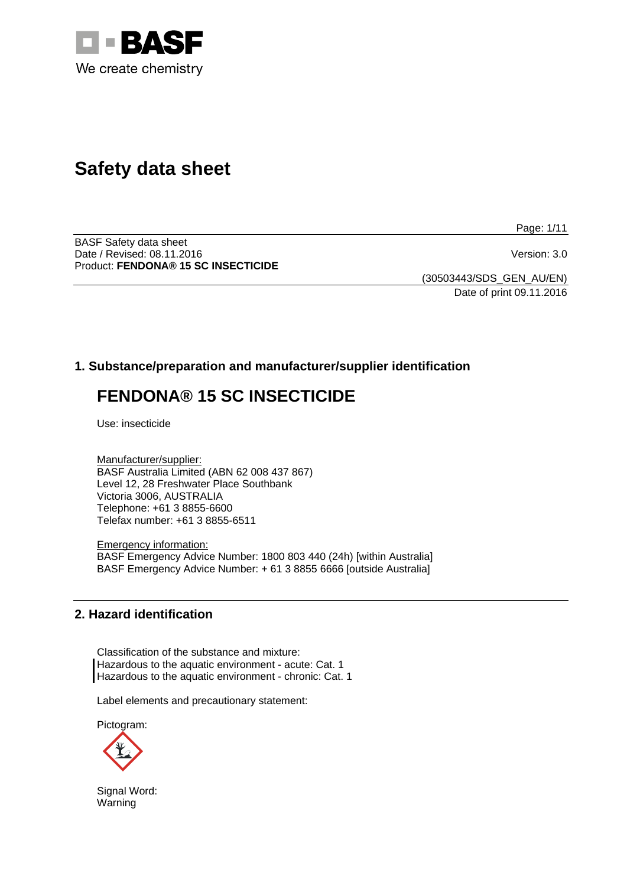# Safety data sheet

BASF Safety data sheet
Date / Revised: 08.11.2016
Product: **FENDONA® 15 SC INSECTICIDE**

Version: 3.0

(30503443/SDS_GEN_AU/EN)
Date of print 09.11.2016

## 1. Substance/preparation and manufacturer/supplier identification

# FENDONA® 15 SC INSECTICIDE

Use: insecticide

Manufacturer/supplier:
BASF Australia Limited (ABN 62 008 437 867)
Level 12, 28 Freshwater Place Southbank
Victoria 3006, AUSTRALIA
Telephone: +61 3 8855-6600
Telefax number: +61 3 8855-6511

Emergency information:
BASF Emergency Advice Number: 1800 803 440 (24h) [within Australia]
BASF Emergency Advice Number: + 61 3 8855 6666 [outside Australia]

## 2. Hazard identification

Classification of the substance and mixture:
Hazardous to the aquatic environment - acute: Cat. 1
Hazardous to the aquatic environment - chronic: Cat. 1

Label elements and precautionary statement:

Pictogram:

Signal Word:
Warning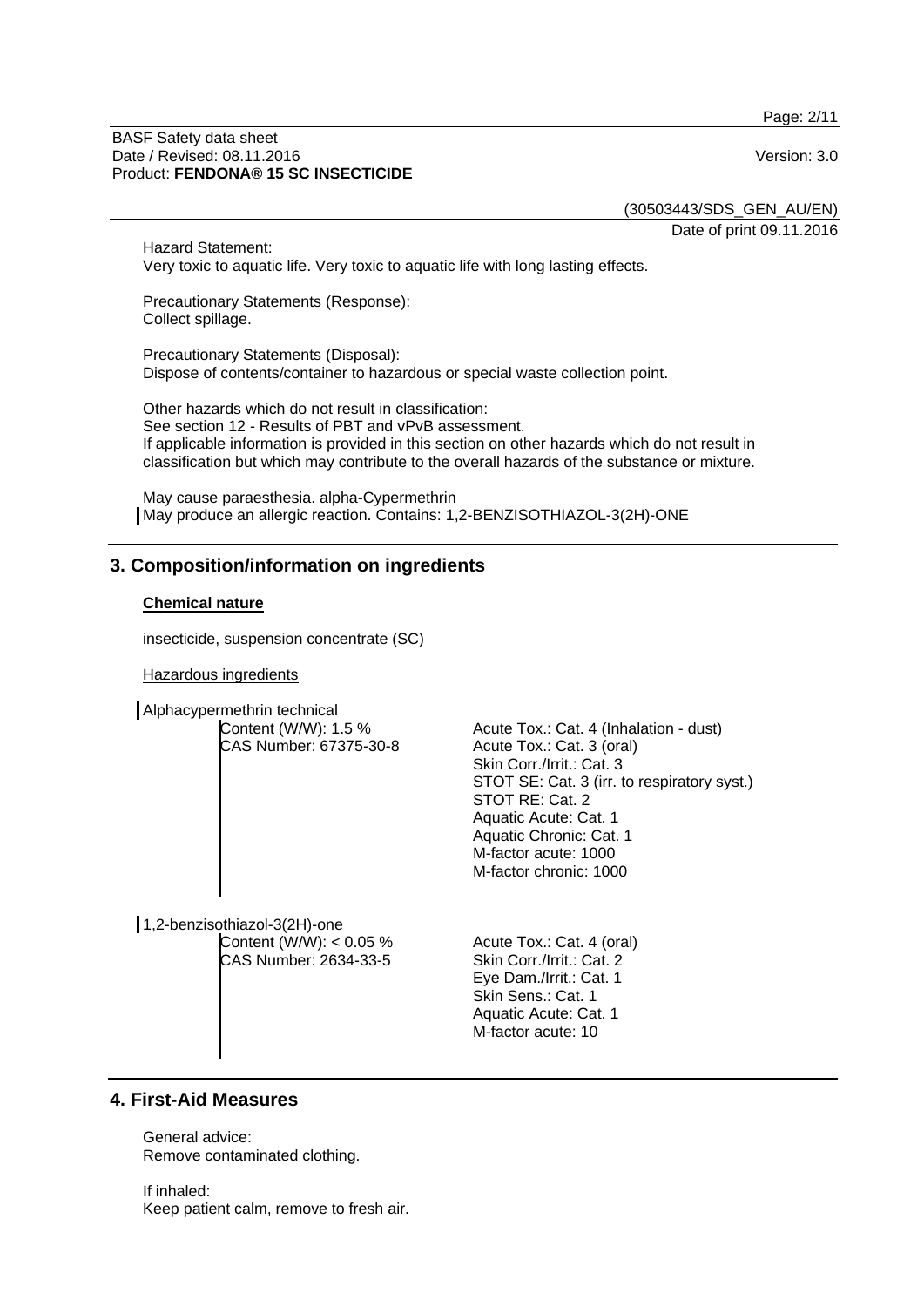Hazard Statement:
Very toxic to aquatic life. Very toxic to aquatic life with long lasting effects.

Precautionary Statements (Response):
Collect spillage.

Precautionary Statements (Disposal):
Dispose of contents/container to hazardous or special waste collection point.

Other hazards which do not result in classification:
See section 12 - Results of PBT and vPvB assessment.
If applicable information is provided in this section on other hazards which do not result in classification but which may contribute to the overall hazards of the substance or mixture.

May cause paraesthesia. alpha-Cypermethrin
May produce an allergic reaction. Contains: 1,2-BENZISOTHIAZOL-3(2H)-ONE

## 3. Composition/information on ingredients

### Chemical nature

insecticide, suspension concentrate (SC)

Hazardous ingredients

Alphacypermethrin technical

| | |
|---|---|
| Content (W/W): 1.5 %<br>CAS Number: 67375-30-8 | Acute Tox.: Cat. 4 (Inhalation - dust)<br>Acute Tox.: Cat. 3 (oral)<br>Skin Corr./Irrit.: Cat. 3<br>STOT SE: Cat. 3 (irr. to respiratory syst.)<br>STOT RE: Cat. 2<br>Aquatic Acute: Cat. 1<br>Aquatic Chronic: Cat. 1<br>M-factor acute: 1000<br>M-factor chronic: 1000 |

1,2-benzisothiazol-3(2H)-one

| | |
|---|---|
| Content (W/W): < 0.05 %<br>CAS Number: 2634-33-5 | Acute Tox.: Cat. 4 (oral)<br>Skin Corr./Irrit.: Cat. 2<br>Eye Dam./Irrit.: Cat. 1<br>Skin Sens.: Cat. 1<br>Aquatic Acute: Cat. 1<br>M-factor acute: 10 |

## 4. First-Aid Measures

General advice:
Remove contaminated clothing.

If inhaled:
Keep patient calm, remove to fresh air.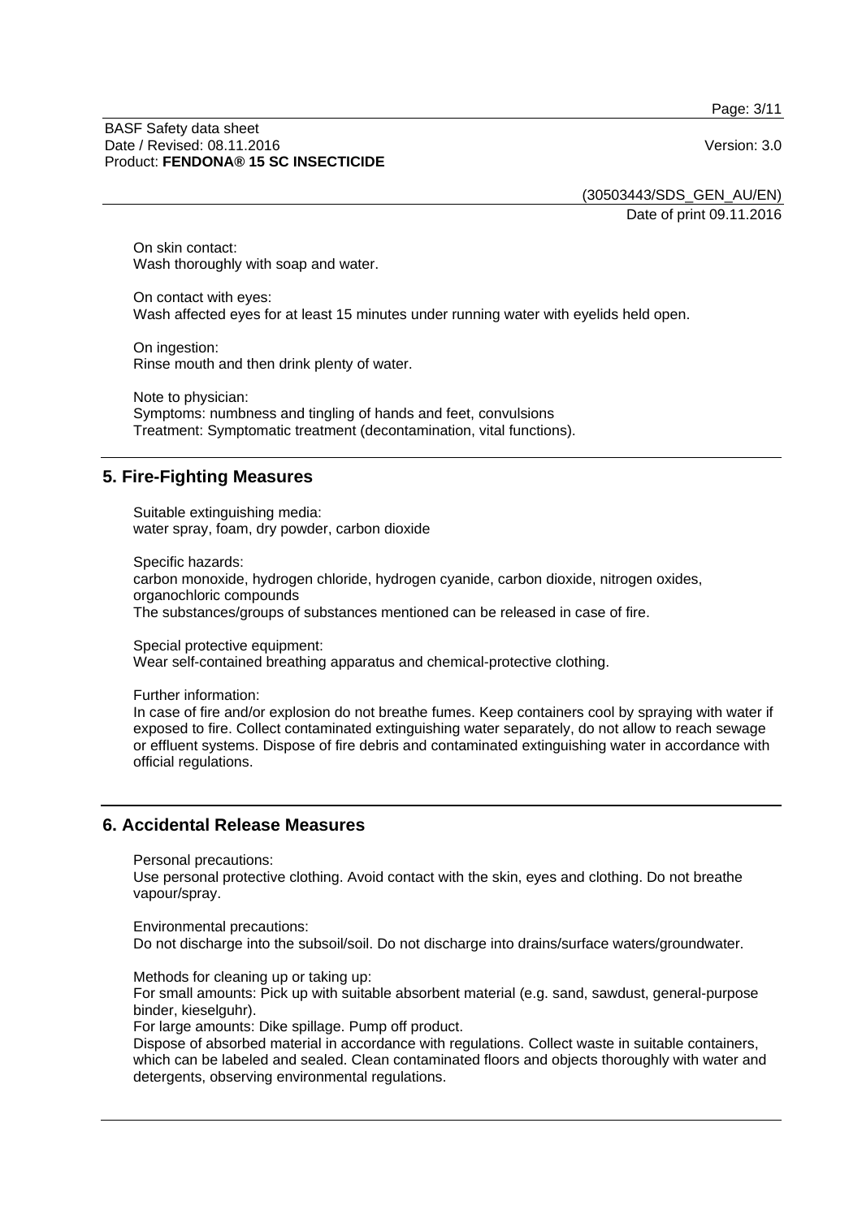On skin contact:
Wash thoroughly with soap and water.

On contact with eyes:
Wash affected eyes for at least 15 minutes under running water with eyelids held open.

On ingestion:
Rinse mouth and then drink plenty of water.

Note to physician:
Symptoms: numbness and tingling of hands and feet, convulsions
Treatment: Symptomatic treatment (decontamination, vital functions).

## 5. Fire-Fighting Measures

Suitable extinguishing media:
water spray, foam, dry powder, carbon dioxide

Specific hazards:
carbon monoxide, hydrogen chloride, hydrogen cyanide, carbon dioxide, nitrogen oxides, organochloric compounds
The substances/groups of substances mentioned can be released in case of fire.

Special protective equipment:
Wear self-contained breathing apparatus and chemical-protective clothing.

Further information:
In case of fire and/or explosion do not breathe fumes. Keep containers cool by spraying with water if exposed to fire. Collect contaminated extinguishing water separately, do not allow to reach sewage or effluent systems. Dispose of fire debris and contaminated extinguishing water in accordance with official regulations.

## 6. Accidental Release Measures

Personal precautions:
Use personal protective clothing. Avoid contact with the skin, eyes and clothing. Do not breathe vapour/spray.

Environmental precautions:
Do not discharge into the subsoil/soil. Do not discharge into drains/surface waters/groundwater.

Methods for cleaning up or taking up:
For small amounts: Pick up with suitable absorbent material (e.g. sand, sawdust, general-purpose binder, kieselguhr).
For large amounts: Dike spillage. Pump off product.
Dispose of absorbed material in accordance with regulations. Collect waste in suitable containers, which can be labeled and sealed. Clean contaminated floors and objects thoroughly with water and detergents, observing environmental regulations.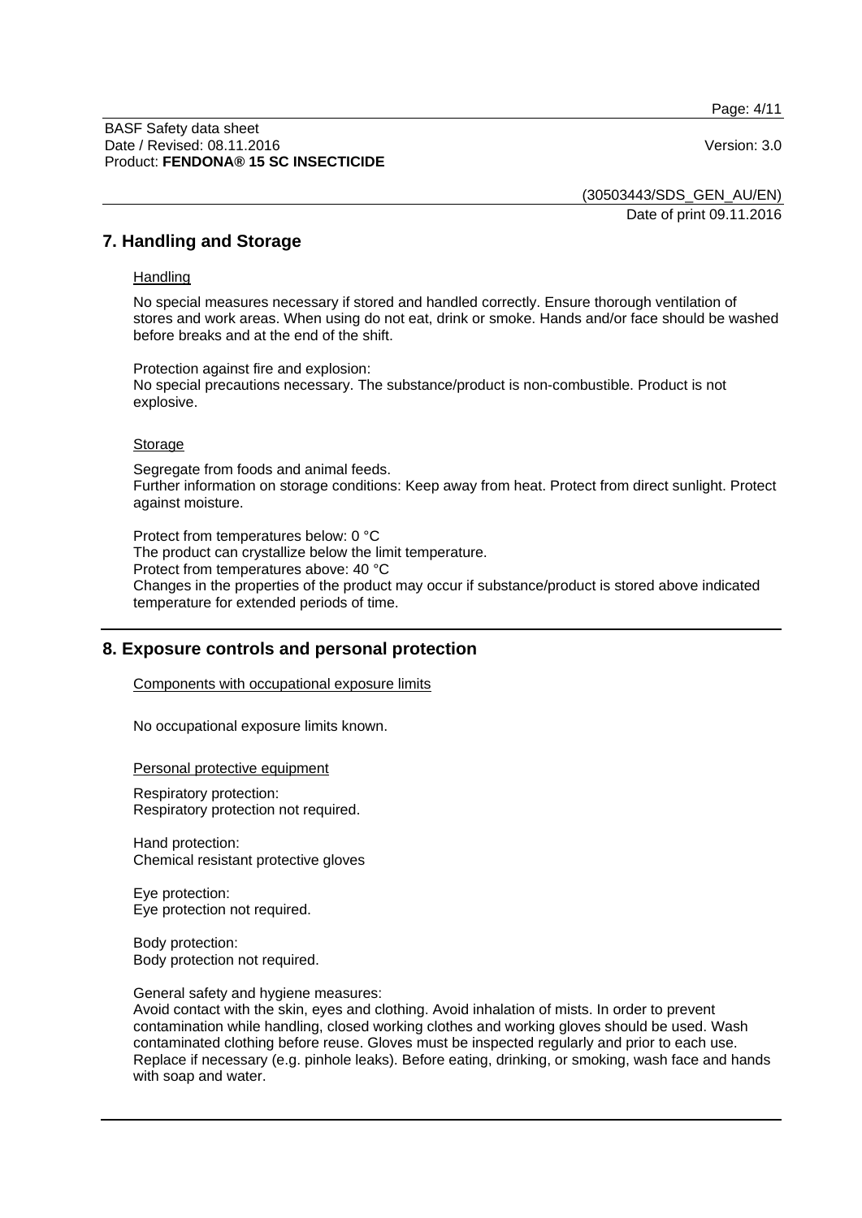## 7. Handling and Storage

Handling

No special measures necessary if stored and handled correctly. Ensure thorough ventilation of stores and work areas. When using do not eat, drink or smoke. Hands and/or face should be washed before breaks and at the end of the shift.

Protection against fire and explosion:
No special precautions necessary. The substance/product is non-combustible. Product is not explosive.

Storage

Segregate from foods and animal feeds.
Further information on storage conditions: Keep away from heat. Protect from direct sunlight. Protect against moisture.

Protect from temperatures below: 0 °C
The product can crystallize below the limit temperature.
Protect from temperatures above: 40 °C
Changes in the properties of the product may occur if substance/product is stored above indicated temperature for extended periods of time.

## 8. Exposure controls and personal protection

Components with occupational exposure limits

No occupational exposure limits known.

Personal protective equipment

Respiratory protection:
Respiratory protection not required.

Hand protection:
Chemical resistant protective gloves

Eye protection:
Eye protection not required.

Body protection:
Body protection not required.

General safety and hygiene measures:
Avoid contact with the skin, eyes and clothing. Avoid inhalation of mists. In order to prevent contamination while handling, closed working clothes and working gloves should be used. Wash contaminated clothing before reuse. Gloves must be inspected regularly and prior to each use. Replace if necessary (e.g. pinhole leaks). Before eating, drinking, or smoking, wash face and hands with soap and water.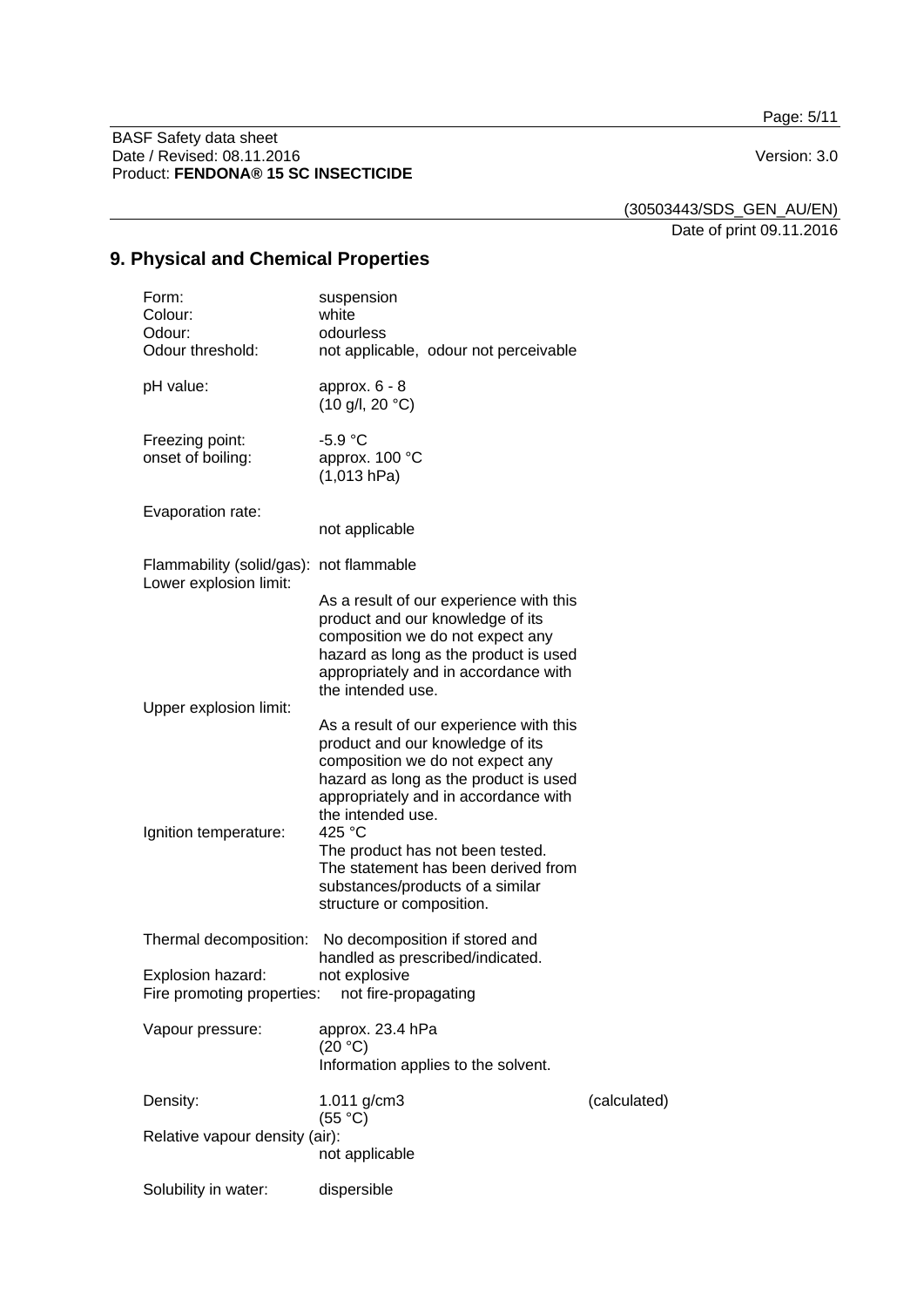## 9. Physical and Chemical Properties

| | | |
|---|---|---|
| Form: | suspension | |
| Colour: | white | |
| Odour: | odourless | |
| Odour threshold: | not applicable, odour not perceivable | |
| pH value: | approx. 6 - 8 (10 g/l, 20 °C) | |
| Freezing point: | -5.9 °C | |
| onset of boiling: | approx. 100 °C (1,013 hPa) | |
| Evaporation rate: | not applicable | |
| Flammability (solid/gas): | not flammable | |
| Lower explosion limit: | As a result of our experience with this product and our knowledge of its composition we do not expect any hazard as long as the product is used appropriately and in accordance with the intended use. | |
| Upper explosion limit: | As a result of our experience with this product and our knowledge of its composition we do not expect any hazard as long as the product is used appropriately and in accordance with the intended use. | |
| Ignition temperature: | 425 °C The product has not been tested. The statement has been derived from substances/products of a similar structure or composition. | |
| Thermal decomposition: | No decomposition if stored and handled as prescribed/indicated. | |
| Explosion hazard: | not explosive | |
| Fire promoting properties: | not fire-propagating | |
| Vapour pressure: | approx. 23.4 hPa (20 °C) Information applies to the solvent. | |
| Density: | 1.011 g/cm3 (55 °C) | (calculated) |
| Relative vapour density (air): | not applicable | |
| Solubility in water: | dispersible | |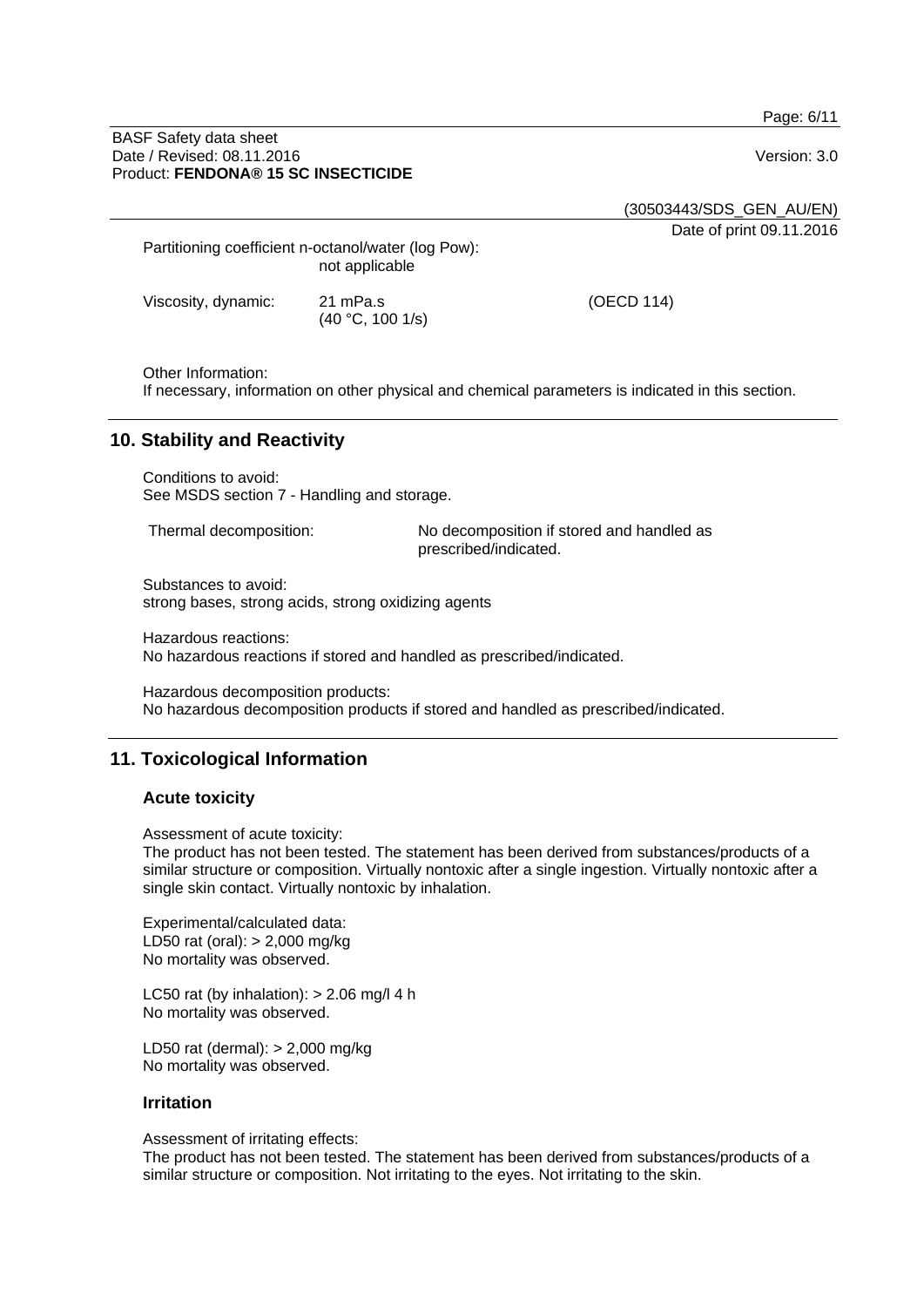Partitioning coefficient n-octanol/water (log Pow):
not applicable

Viscosity, dynamic: 21 mPa.s (40 °C, 100 1/s) (OECD 114)

Other Information:
If necessary, information on other physical and chemical parameters is indicated in this section.

## 10. Stability and Reactivity

Conditions to avoid:
See MSDS section 7 - Handling and storage.

Thermal decomposition: No decomposition if stored and handled as prescribed/indicated.

Substances to avoid:
strong bases, strong acids, strong oxidizing agents

Hazardous reactions:
No hazardous reactions if stored and handled as prescribed/indicated.

Hazardous decomposition products:
No hazardous decomposition products if stored and handled as prescribed/indicated.

## 11. Toxicological Information

### Acute toxicity

Assessment of acute toxicity:
The product has not been tested. The statement has been derived from substances/products of a similar structure or composition. Virtually nontoxic after a single ingestion. Virtually nontoxic after a single skin contact. Virtually nontoxic by inhalation.

Experimental/calculated data:
LD50 rat (oral): > 2,000 mg/kg
No mortality was observed.

LC50 rat (by inhalation): > 2.06 mg/l 4 h
No mortality was observed.

LD50 rat (dermal): > 2,000 mg/kg
No mortality was observed.

### Irritation

Assessment of irritating effects:
The product has not been tested. The statement has been derived from substances/products of a similar structure or composition. Not irritating to the eyes. Not irritating to the skin.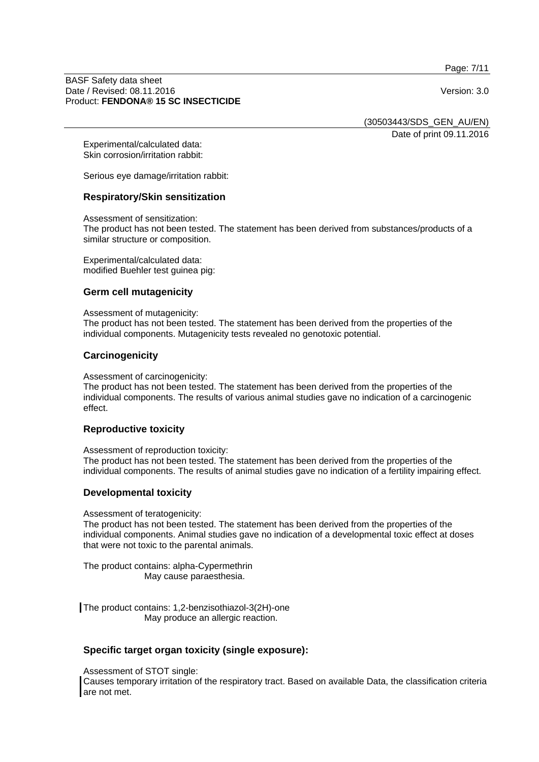Experimental/calculated data:
Skin corrosion/irritation rabbit:

Serious eye damage/irritation rabbit:

### Respiratory/Skin sensitization

Assessment of sensitization:
The product has not been tested. The statement has been derived from substances/products of a similar structure or composition.

Experimental/calculated data:
modified Buehler test guinea pig:

### Germ cell mutagenicity

Assessment of mutagenicity:
The product has not been tested. The statement has been derived from the properties of the individual components. Mutagenicity tests revealed no genotoxic potential.

### Carcinogenicity

Assessment of carcinogenicity:
The product has not been tested. The statement has been derived from the properties of the individual components. The results of various animal studies gave no indication of a carcinogenic effect.

### Reproductive toxicity

Assessment of reproduction toxicity:
The product has not been tested. The statement has been derived from the properties of the individual components. The results of animal studies gave no indication of a fertility impairing effect.

### Developmental toxicity

Assessment of teratogenicity:
The product has not been tested. The statement has been derived from the properties of the individual components. Animal studies gave no indication of a developmental toxic effect at doses that were not toxic to the parental animals.

The product contains: alpha-Cypermethrin
May cause paraesthesia.

The product contains: 1,2-benzisothiazol-3(2H)-one
May produce an allergic reaction.

### Specific target organ toxicity (single exposure):

Assessment of STOT single:
Causes temporary irritation of the respiratory tract. Based on available Data, the classification criteria are not met.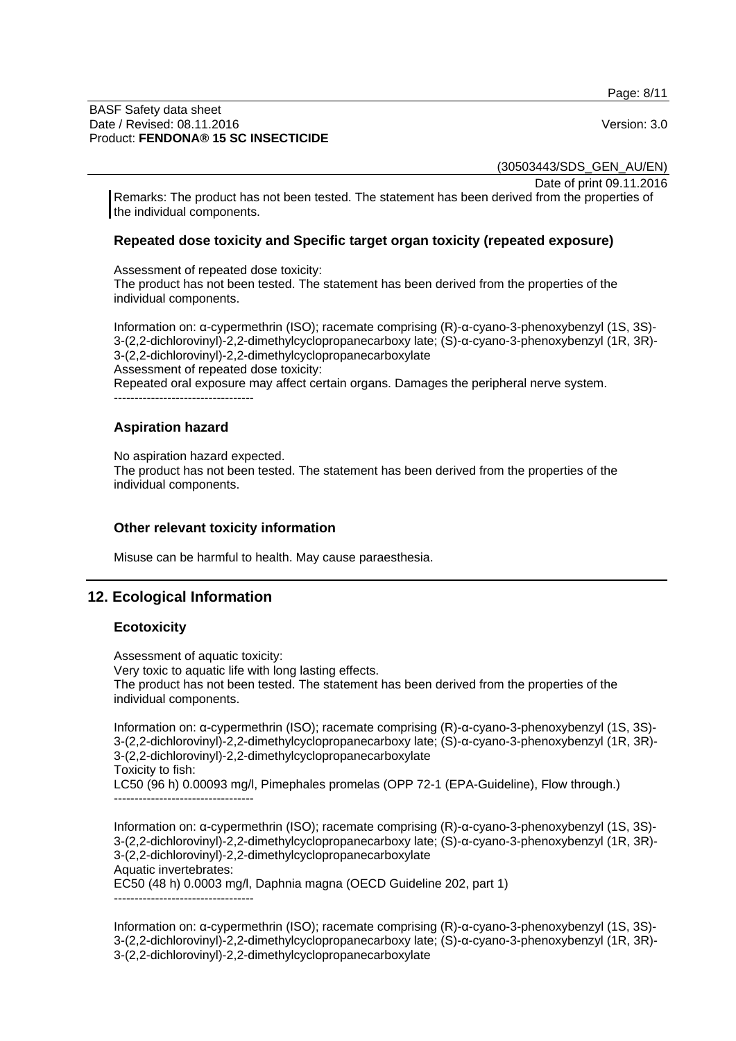Remarks: The product has not been tested. The statement has been derived from the properties of the individual components.

### Repeated dose toxicity and Specific target organ toxicity (repeated exposure)

Assessment of repeated dose toxicity:
The product has not been tested. The statement has been derived from the properties of the individual components.

Information on: α-cypermethrin (ISO); racemate comprising (R)-α-cyano-3-phenoxybenzyl (1S, 3S)-3-(2,2-dichlorovinyl)-2,2-dimethylcyclopropanecarboxy late; (S)-α-cyano-3-phenoxybenzyl (1R, 3R)-3-(2,2-dichlorovinyl)-2,2-dimethylcyclopropanecarboxylate
Assessment of repeated dose toxicity:
Repeated oral exposure may affect certain organs. Damages the peripheral nerve system.
----------------------------------

### Aspiration hazard

No aspiration hazard expected.
The product has not been tested. The statement has been derived from the properties of the individual components.

### Other relevant toxicity information

Misuse can be harmful to health. May cause paraesthesia.

## 12. Ecological Information

### Ecotoxicity

Assessment of aquatic toxicity:
Very toxic to aquatic life with long lasting effects.
The product has not been tested. The statement has been derived from the properties of the individual components.

Information on: α-cypermethrin (ISO); racemate comprising (R)-α-cyano-3-phenoxybenzyl (1S, 3S)-3-(2,2-dichlorovinyl)-2,2-dimethylcyclopropanecarboxy late; (S)-α-cyano-3-phenoxybenzyl (1R, 3R)-3-(2,2-dichlorovinyl)-2,2-dimethylcyclopropanecarboxylate
Toxicity to fish:
LC50 (96 h) 0.00093 mg/l, Pimephales promelas (OPP 72-1 (EPA-Guideline), Flow through.)
----------------------------------

Information on: α-cypermethrin (ISO); racemate comprising (R)-α-cyano-3-phenoxybenzyl (1S, 3S)-3-(2,2-dichlorovinyl)-2,2-dimethylcyclopropanecarboxy late; (S)-α-cyano-3-phenoxybenzyl (1R, 3R)-3-(2,2-dichlorovinyl)-2,2-dimethylcyclopropanecarboxylate
Aquatic invertebrates:
EC50 (48 h) 0.0003 mg/l, Daphnia magna (OECD Guideline 202, part 1)
----------------------------------

Information on: α-cypermethrin (ISO); racemate comprising (R)-α-cyano-3-phenoxybenzyl (1S, 3S)-3-(2,2-dichlorovinyl)-2,2-dimethylcyclopropanecarboxy late; (S)-α-cyano-3-phenoxybenzyl (1R, 3R)-3-(2,2-dichlorovinyl)-2,2-dimethylcyclopropanecarboxylate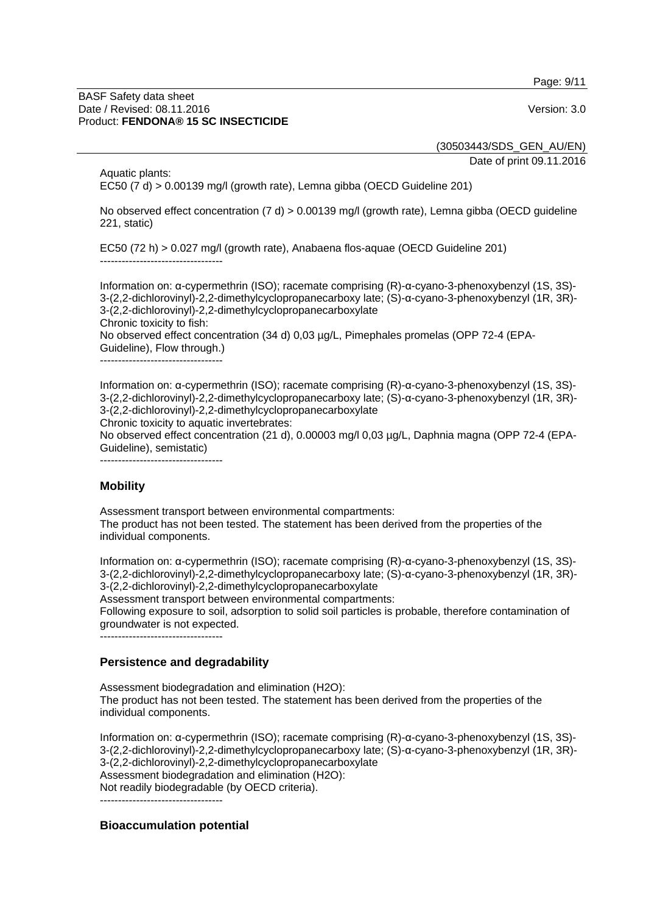Aquatic plants:
EC50 (7 d) > 0.00139 mg/l (growth rate), Lemna gibba (OECD Guideline 201)

No observed effect concentration (7 d) > 0.00139 mg/l (growth rate), Lemna gibba (OECD guideline 221, static)

EC50 (72 h) > 0.027 mg/l (growth rate), Anabaena flos-aquae (OECD Guideline 201)
----------------------------------

Information on: α-cypermethrin (ISO); racemate comprising (R)-α-cyano-3-phenoxybenzyl (1S, 3S)-3-(2,2-dichlorovinyl)-2,2-dimethylcyclopropanecarboxy late; (S)-α-cyano-3-phenoxybenzyl (1R, 3R)-3-(2,2-dichlorovinyl)-2,2-dimethylcyclopropanecarboxylate
Chronic toxicity to fish:
No observed effect concentration (34 d) 0,03 µg/L, Pimephales promelas (OPP 72-4 (EPA-Guideline), Flow through.)
----------------------------------

Information on: α-cypermethrin (ISO); racemate comprising (R)-α-cyano-3-phenoxybenzyl (1S, 3S)-3-(2,2-dichlorovinyl)-2,2-dimethylcyclopropanecarboxy late; (S)-α-cyano-3-phenoxybenzyl (1R, 3R)-3-(2,2-dichlorovinyl)-2,2-dimethylcyclopropanecarboxylate
Chronic toxicity to aquatic invertebrates:
No observed effect concentration (21 d), 0.00003 mg/l 0,03 µg/L, Daphnia magna (OPP 72-4 (EPA-Guideline), semistatic)
----------------------------------

## Mobility

Assessment transport between environmental compartments:
The product has not been tested. The statement has been derived from the properties of the individual components.

Information on: α-cypermethrin (ISO); racemate comprising (R)-α-cyano-3-phenoxybenzyl (1S, 3S)-3-(2,2-dichlorovinyl)-2,2-dimethylcyclopropanecarboxy late; (S)-α-cyano-3-phenoxybenzyl (1R, 3R)-3-(2,2-dichlorovinyl)-2,2-dimethylcyclopropanecarboxylate
Assessment transport between environmental compartments:
Following exposure to soil, adsorption to solid soil particles is probable, therefore contamination of groundwater is not expected.
----------------------------------

## Persistence and degradability

Assessment biodegradation and elimination ($H_2O$):
The product has not been tested. The statement has been derived from the properties of the individual components.

Information on: α-cypermethrin (ISO); racemate comprising (R)-α-cyano-3-phenoxybenzyl (1S, 3S)-3-(2,2-dichlorovinyl)-2,2-dimethylcyclopropanecarboxy late; (S)-α-cyano-3-phenoxybenzyl (1R, 3R)-3-(2,2-dichlorovinyl)-2,2-dimethylcyclopropanecarboxylate
Assessment biodegradation and elimination ($H_2O$):
Not readily biodegradable (by OECD criteria).
----------------------------------

## Bioaccumulation potential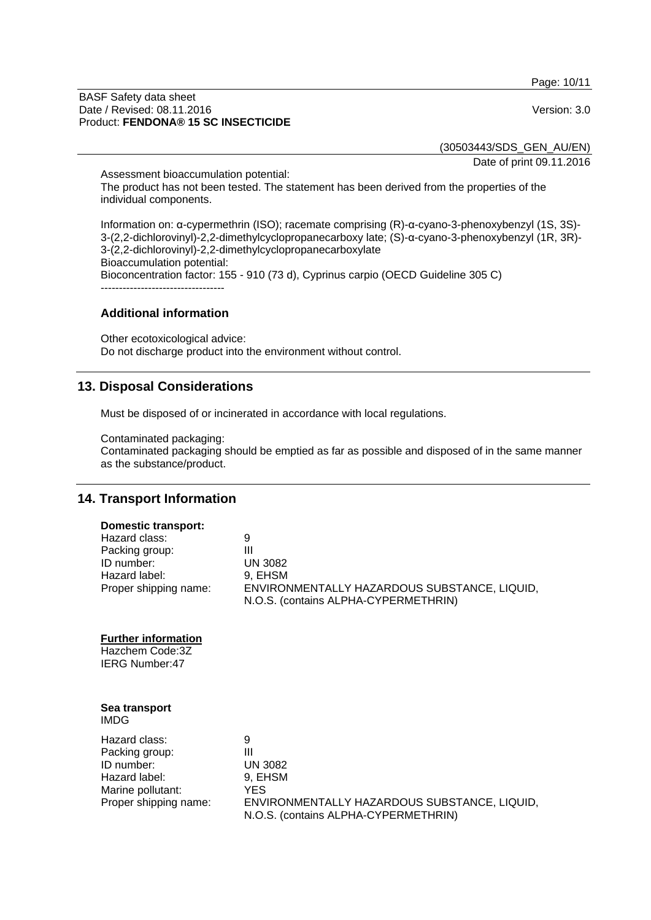Assessment bioaccumulation potential:
The product has not been tested. The statement has been derived from the properties of the individual components.

Information on: α-cypermethrin (ISO); racemate comprising (R)-α-cyano-3-phenoxybenzyl (1S, 3S)-3-(2,2-dichlorovinyl)-2,2-dimethylcyclopropanecarboxy late; (S)-α-cyano-3-phenoxybenzyl (1R, 3R)-3-(2,2-dichlorovinyl)-2,2-dimethylcyclopropanecarboxylate
Bioaccumulation potential:
Bioconcentration factor: 155 - 910 (73 d), Cyprinus carpio (OECD Guideline 305 C)
----------------------------------

### Additional information

Other ecotoxicological advice:
Do not discharge product into the environment without control.

## 13. Disposal Considerations

Must be disposed of or incinerated in accordance with local regulations.

Contaminated packaging:
Contaminated packaging should be emptied as far as possible and disposed of in the same manner as the substance/product.

## 14. Transport Information

**Domestic transport:**

| | |
|---|---|
| Hazard class: | 9 |
| Packing group: | III |
| ID number: | UN 3082 |
| Hazard label: | 9, EHSM |
| Proper shipping name: | ENVIRONMENTALLY HAZARDOUS SUBSTANCE, LIQUID, N.O.S. (contains ALPHA-CYPERMETHRIN) |

**Further information**
Hazchem Code:3Z
IERG Number:47

**Sea transport**
IMDG

| | |
|---|---|
| Hazard class: | 9 |
| Packing group: | III |
| ID number: | UN 3082 |
| Hazard label: | 9, EHSM |
| Marine pollutant: | YES |
| Proper shipping name: | ENVIRONMENTALLY HAZARDOUS SUBSTANCE, LIQUID, N.O.S. (contains ALPHA-CYPERMETHRIN) |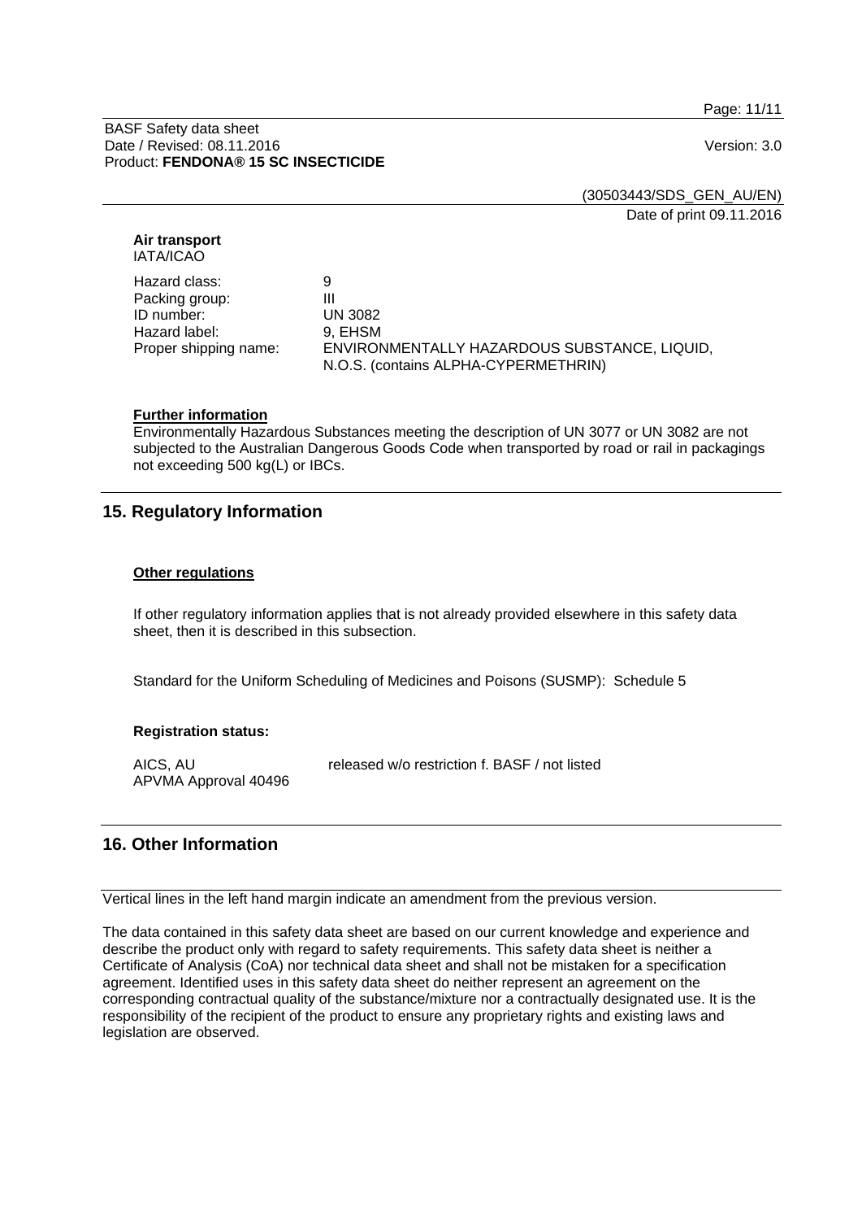**Air transport**
IATA/ICAO

| | |
|---|---|
| Hazard class: | 9 |
| Packing group: | III |
| ID number: | UN 3082 |
| Hazard label: | 9, EHSM |
| Proper shipping name: | ENVIRONMENTALLY HAZARDOUS SUBSTANCE, LIQUID, N.O.S. (contains ALPHA-CYPERMETHRIN) |

**Further information**

Environmentally Hazardous Substances meeting the description of UN 3077 or UN 3082 are not subjected to the Australian Dangerous Goods Code when transported by road or rail in packagings not exceeding 500 kg(L) or IBCs.

## 15. Regulatory Information

**Other regulations**

If other regulatory information applies that is not already provided elsewhere in this safety data sheet, then it is described in this subsection.

Standard for the Uniform Scheduling of Medicines and Poisons (SUSMP): Schedule 5

**Registration status:**

| | |
|---|---|
| AICS, AU | released w/o restriction f. BASF / not listed |
| APVMA Approval 40496 | |

## 16. Other Information

Vertical lines in the left hand margin indicate an amendment from the previous version.

The data contained in this safety data sheet are based on our current knowledge and experience and describe the product only with regard to safety requirements. This safety data sheet is neither a Certificate of Analysis (CoA) nor technical data sheet and shall not be mistaken for a specification agreement. Identified uses in this safety data sheet do neither represent an agreement on the corresponding contractual quality of the substance/mixture nor a contractually designated use. It is the responsibility of the recipient of the product to ensure any proprietary rights and existing laws and legislation are observed.